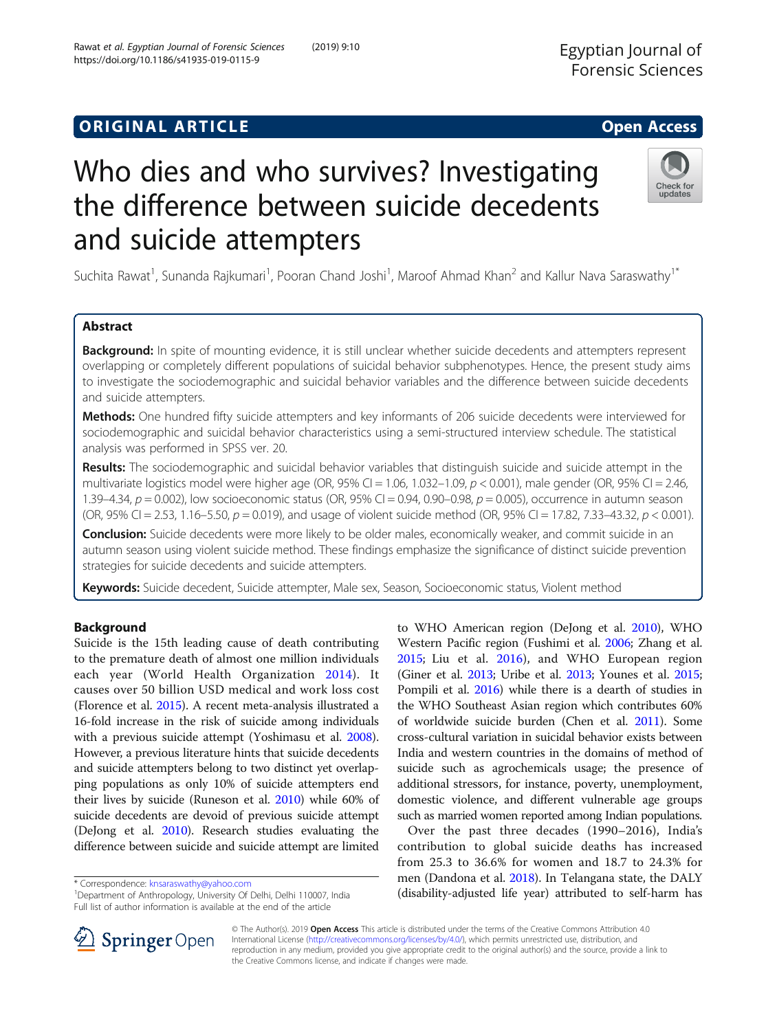ORIGINAL ARTICLE

Open Access

# Who dies and who survives? Investigating the difference between suicide decedents and suicide attempters

Suchita Rawat[1], Sunanda Rajkumari[1], Pooran Chand Joshi[1], Maroof Ahmad Khan[2] and Kallur Nava Saraswathy[1*]

## Abstract

**Background:** In spite of mounting evidence, it is still unclear whether suicide decedents and attempters represent overlapping or completely different populations of suicidal behavior subphenotypes. Hence, the present study aims to investigate the sociodemographic and suicidal behavior variables and the difference between suicide decedents and suicide attempters.

**Methods:** One hundred fifty suicide attempters and key informants of 206 suicide decedents were interviewed for sociodemographic and suicidal behavior characteristics using a semi-structured interview schedule. The statistical analysis was performed in SPSS ver. 20.

**Results:** The sociodemographic and suicidal behavior variables that distinguish suicide and suicide attempt in the multivariate logistics model were higher age (OR, 95% CI = 1.06, 1.032–1.09, $p < 0.001$), male gender (OR, 95% CI = 2.46, 1.39–4.34, $p = 0.002$), low socioeconomic status (OR, 95% CI = 0.94, 0.90–0.98, $p = 0.005$), occurrence in autumn season (OR, 95% CI = 2.53, 1.16–5.50, $p = 0.019$), and usage of violent suicide method (OR, 95% CI = 17.82, 7.33–43.32, $p < 0.001$).

**Conclusion:** Suicide decedents were more likely to be older males, economically weaker, and commit suicide in an autumn season using violent suicide method. These findings emphasize the significance of distinct suicide prevention strategies for suicide decedents and suicide attempters.

**Keywords:** Suicide decedent, Suicide attempter, Male sex, Season, Socioeconomic status, Violent method

## Background

Suicide is the 15th leading cause of death contributing to the premature death of almost one million individuals each year (World Health Organization 2014). It causes over 50 billion USD medical and work loss cost (Florence et al. 2015). A recent meta-analysis illustrated a 16-fold increase in the risk of suicide among individuals with a previous suicide attempt (Yoshimasu et al. 2008). However, a previous literature hints that suicide decedents and suicide attempters belong to two distinct yet overlapping populations as only 10% of suicide attempters end their lives by suicide (Runeson et al. 2010) while 60% of suicide decedents are devoid of previous suicide attempt (DeJong et al. 2010). Research studies evaluating the difference between suicide and suicide attempt are limited to WHO American region (DeJong et al. 2010), WHO Western Pacific region (Fushimi et al. 2006; Zhang et al. 2015; Liu et al. 2016), and WHO European region (Giner et al. 2013; Uribe et al. 2013; Younes et al. 2015; Pompili et al. 2016) while there is a dearth of studies in the WHO Southeast Asian region which contributes 60% of worldwide suicide burden (Chen et al. 2011). Some cross-cultural variation in suicidal behavior exists between India and western countries in the domains of method of suicide such as agrochemicals usage; the presence of additional stressors, for instance, poverty, unemployment, domestic violence, and different vulnerable age groups such as married women reported among Indian populations.

Over the past three decades (1990–2016), India's contribution to global suicide deaths has increased from 25.3 to 36.6% for women and 18.7 to 24.3% for men (Dandona et al. 2018). In Telangana state, the DALY (disability-adjusted life year) attributed to self-harm has

* Correspondence: knsaraswathy@yahoo.com
[1]Department of Anthropology, University Of Delhi, Delhi 110007, India
Full list of author information is available at the end of the article

© The Author(s). 2019 **Open Access** This article is distributed under the terms of the Creative Commons Attribution 4.0 International License (http://creativecommons.org/licenses/by/4.0/), which permits unrestricted use, distribution, and reproduction in any medium, provided you give appropriate credit to the original author(s) and the source, provide a link to the Creative Commons license, and indicate if changes were made.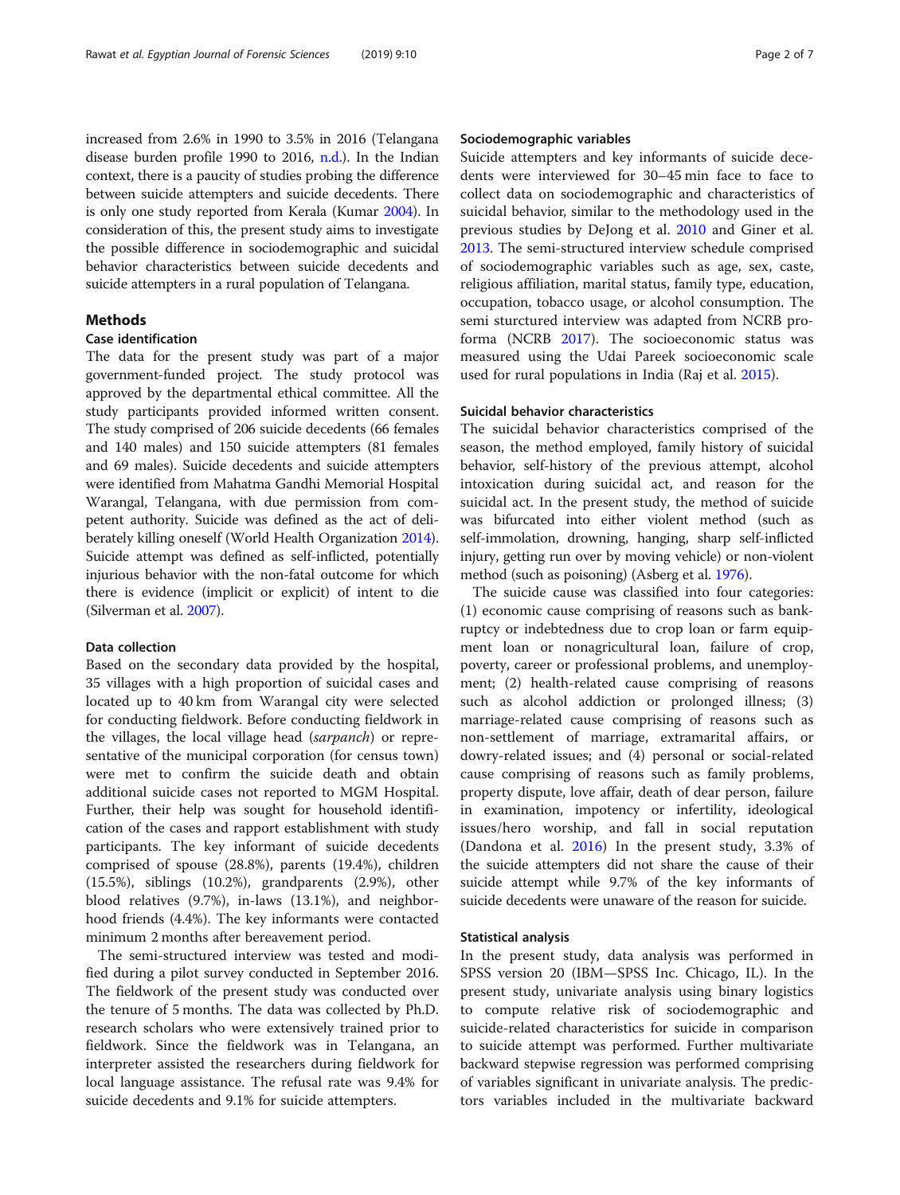increased from 2.6% in 1990 to 3.5% in 2016 (Telangana disease burden profile 1990 to 2016, n.d.). In the Indian context, there is a paucity of studies probing the difference between suicide attempters and suicide decedents. There is only one study reported from Kerala (Kumar 2004). In consideration of this, the present study aims to investigate the possible difference in sociodemographic and suicidal behavior characteristics between suicide decedents and suicide attempters in a rural population of Telangana.

## Methods

### Case identification

The data for the present study was part of a major government-funded project. The study protocol was approved by the departmental ethical committee. All the study participants provided informed written consent. The study comprised of 206 suicide decedents (66 females and 140 males) and 150 suicide attempters (81 females and 69 males). Suicide decedents and suicide attempters were identified from Mahatma Gandhi Memorial Hospital Warangal, Telangana, with due permission from competent authority. Suicide was defined as the act of deliberately killing oneself (World Health Organization 2014). Suicide attempt was defined as self-inflicted, potentially injurious behavior with the non-fatal outcome for which there is evidence (implicit or explicit) of intent to die (Silverman et al. 2007).

### Data collection

Based on the secondary data provided by the hospital, 35 villages with a high proportion of suicidal cases and located up to 40 km from Warangal city were selected for conducting fieldwork. Before conducting fieldwork in the villages, the local village head (*sarpanch*) or representative of the municipal corporation (for census town) were met to confirm the suicide death and obtain additional suicide cases not reported to MGM Hospital. Further, their help was sought for household identification of the cases and rapport establishment with study participants. The key informant of suicide decedents comprised of spouse (28.8%), parents (19.4%), children (15.5%), siblings (10.2%), grandparents (2.9%), other blood relatives (9.7%), in-laws (13.1%), and neighborhood friends (4.4%). The key informants were contacted minimum 2 months after bereavement period.

The semi-structured interview was tested and modified during a pilot survey conducted in September 2016. The fieldwork of the present study was conducted over the tenure of 5 months. The data was collected by Ph.D. research scholars who were extensively trained prior to fieldwork. Since the fieldwork was in Telangana, an interpreter assisted the researchers during fieldwork for local language assistance. The refusal rate was 9.4% for suicide decedents and 9.1% for suicide attempters.

### Sociodemographic variables

Suicide attempters and key informants of suicide decedents were interviewed for 30–45 min face to face to collect data on sociodemographic and characteristics of suicidal behavior, similar to the methodology used in the previous studies by DeJong et al. 2010 and Giner et al. 2013. The semi-structured interview schedule comprised of sociodemographic variables such as age, sex, caste, religious affiliation, marital status, family type, education, occupation, tobacco usage, or alcohol consumption. The semi sturctured interview was adapted from NCRB proforma (NCRB 2017). The socioeconomic status was measured using the Udai Pareek socioeconomic scale used for rural populations in India (Raj et al. 2015).

### Suicidal behavior characteristics

The suicidal behavior characteristics comprised of the season, the method employed, family history of suicidal behavior, self-history of the previous attempt, alcohol intoxication during suicidal act, and reason for the suicidal act. In the present study, the method of suicide was bifurcated into either violent method (such as self-immolation, drowning, hanging, sharp self-inflicted injury, getting run over by moving vehicle) or non-violent method (such as poisoning) (Asberg et al. 1976).

The suicide cause was classified into four categories: (1) economic cause comprising of reasons such as bankruptcy or indebtedness due to crop loan or farm equipment loan or nonagricultural loan, failure of crop, poverty, career or professional problems, and unemployment; (2) health-related cause comprising of reasons such as alcohol addiction or prolonged illness; (3) marriage-related cause comprising of reasons such as non-settlement of marriage, extramarital affairs, or dowry-related issues; and (4) personal or social-related cause comprising of reasons such as family problems, property dispute, love affair, death of dear person, failure in examination, impotency or infertility, ideological issues/hero worship, and fall in social reputation (Dandona et al. 2016) In the present study, 3.3% of the suicide attempters did not share the cause of their suicide attempt while 9.7% of the key informants of suicide decedents were unaware of the reason for suicide.

### Statistical analysis

In the present study, data analysis was performed in SPSS version 20 (IBM—SPSS Inc. Chicago, IL). In the present study, univariate analysis using binary logistics to compute relative risk of sociodemographic and suicide-related characteristics for suicide in comparison to suicide attempt was performed. Further multivariate backward stepwise regression was performed comprising of variables significant in univariate analysis. The predictors variables included in the multivariate backward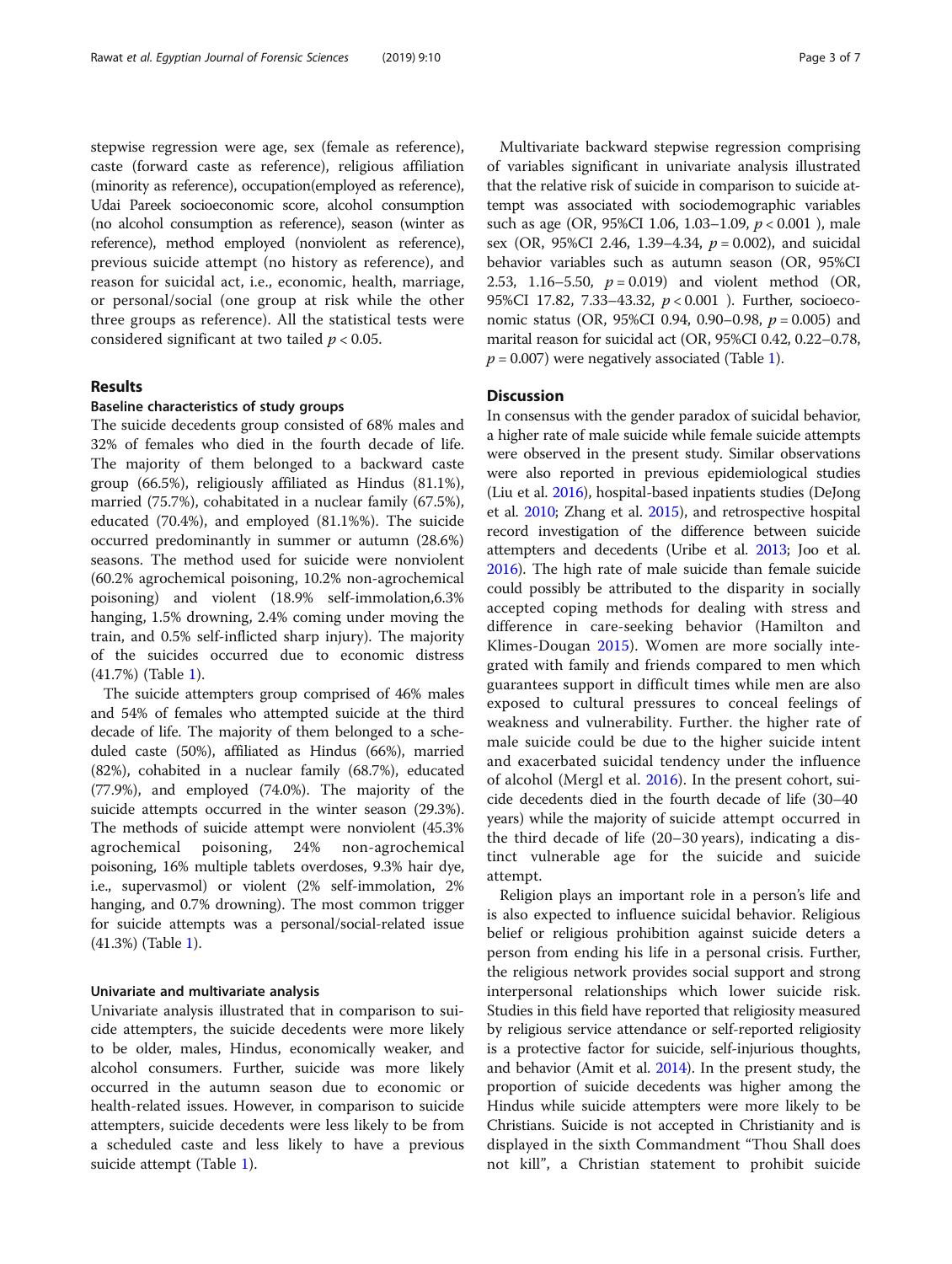stepwise regression were age, sex (female as reference), caste (forward caste as reference), religious affiliation (minority as reference), occupation(employed as reference), Udai Pareek socioeconomic score, alcohol consumption (no alcohol consumption as reference), season (winter as reference), method employed (nonviolent as reference), previous suicide attempt (no history as reference), and reason for suicidal act, i.e., economic, health, marriage, or personal/social (one group at risk while the other three groups as reference). All the statistical tests were considered significant at two tailed $p < 0.05$.

## Results

### Baseline characteristics of study groups

The suicide decedents group consisted of 68% males and 32% of females who died in the fourth decade of life. The majority of them belonged to a backward caste group (66.5%), religiously affiliated as Hindus (81.1%), married (75.7%), cohabitated in a nuclear family (67.5%), educated (70.4%), and employed (81.1%%). The suicide occurred predominantly in summer or autumn (28.6%) seasons. The method used for suicide were nonviolent (60.2% agrochemical poisoning, 10.2% non-agrochemical poisoning) and violent (18.9% self-immolation,6.3% hanging, 1.5% drowning, 2.4% coming under moving the train, and 0.5% self-inflicted sharp injury). The majority of the suicides occurred due to economic distress (41.7%) (Table 1).

The suicide attempters group comprised of 46% males and 54% of females who attempted suicide at the third decade of life. The majority of them belonged to a scheduled caste (50%), affiliated as Hindus (66%), married (82%), cohabited in a nuclear family (68.7%), educated (77.9%), and employed (74.0%). The majority of the suicide attempts occurred in the winter season (29.3%). The methods of suicide attempt were nonviolent (45.3% agrochemical poisoning, 24% non-agrochemical poisoning, 16% multiple tablets overdoses, 9.3% hair dye, i.e., supervasmol) or violent (2% self-immolation, 2% hanging, and 0.7% drowning). The most common trigger for suicide attempts was a personal/social-related issue (41.3%) (Table 1).

### Univariate and multivariate analysis

Univariate analysis illustrated that in comparison to suicide attempters, the suicide decedents were more likely to be older, males, Hindus, economically weaker, and alcohol consumers. Further, suicide was more likely occurred in the autumn season due to economic or health-related issues. However, in comparison to suicide attempters, suicide decedents were less likely to be from a scheduled caste and less likely to have a previous suicide attempt (Table 1).

Multivariate backward stepwise regression comprising of variables significant in univariate analysis illustrated that the relative risk of suicide in comparison to suicide attempt was associated with sociodemographic variables such as age (OR, 95%CI 1.06, 1.03–1.09, $p < 0.001$ ), male sex (OR, 95%CI 2.46, 1.39–4.34, $p = 0.002$), and suicidal behavior variables such as autumn season (OR, 95%CI 2.53, 1.16–5.50, $p = 0.019$) and violent method (OR, 95%CI 17.82, 7.33–43.32, $p < 0.001$ ). Further, socioeconomic status (OR, 95%CI 0.94, 0.90–0.98, $p = 0.005$) and marital reason for suicidal act (OR, 95%CI 0.42, 0.22–0.78, $p = 0.007$) were negatively associated (Table 1).

## Discussion

In consensus with the gender paradox of suicidal behavior, a higher rate of male suicide while female suicide attempts were observed in the present study. Similar observations were also reported in previous epidemiological studies (Liu et al. 2016), hospital-based inpatients studies (DeJong et al. 2010; Zhang et al. 2015), and retrospective hospital record investigation of the difference between suicide attempters and decedents (Uribe et al. 2013; Joo et al. 2016). The high rate of male suicide than female suicide could possibly be attributed to the disparity in socially accepted coping methods for dealing with stress and difference in care-seeking behavior (Hamilton and Klimes-Dougan 2015). Women are more socially integrated with family and friends compared to men which guarantees support in difficult times while men are also exposed to cultural pressures to conceal feelings of weakness and vulnerability. Further. the higher rate of male suicide could be due to the higher suicide intent and exacerbated suicidal tendency under the influence of alcohol (Mergl et al. 2016). In the present cohort, suicide decedents died in the fourth decade of life (30–40 years) while the majority of suicide attempt occurred in the third decade of life (20–30 years), indicating a distinct vulnerable age for the suicide and suicide attempt.

Religion plays an important role in a person's life and is also expected to influence suicidal behavior. Religious belief or religious prohibition against suicide deters a person from ending his life in a personal crisis. Further, the religious network provides social support and strong interpersonal relationships which lower suicide risk. Studies in this field have reported that religiosity measured by religious service attendance or self-reported religiosity is a protective factor for suicide, self-injurious thoughts, and behavior (Amit et al. 2014). In the present study, the proportion of suicide decedents was higher among the Hindus while suicide attempters were more likely to be Christians. Suicide is not accepted in Christianity and is displayed in the sixth Commandment "Thou Shall does not kill", a Christian statement to prohibit suicide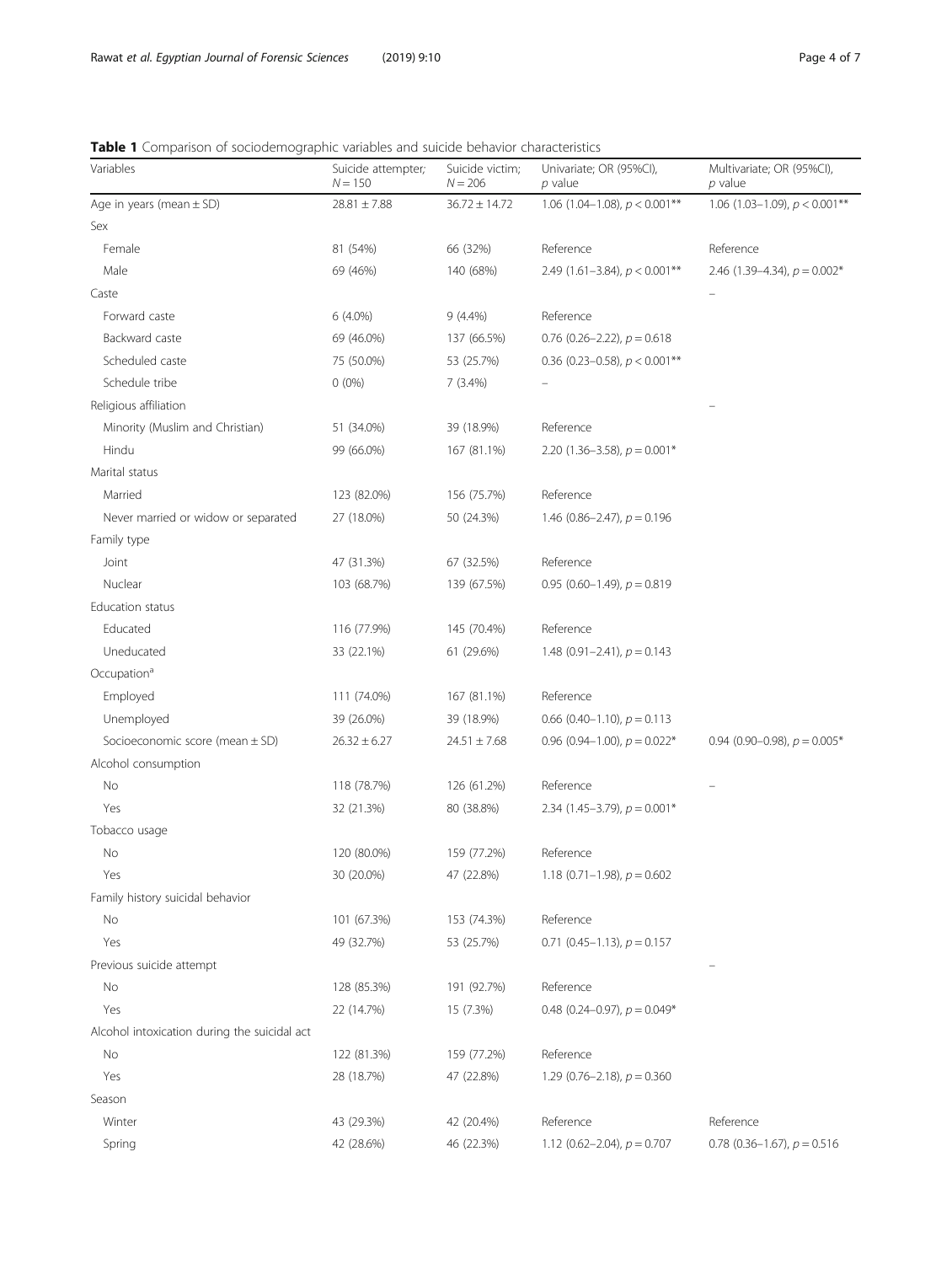**Table 1** Comparison of sociodemographic variables and suicide behavior characteristics

| Variables | Suicide attempter; $N = 150$ | Suicide victim; $N = 206$ | Univariate; OR (95%CI), *p* value | Multivariate; OR (95%CI), *p* value |
|---|---|---|---|---|
| Age in years (mean ± SD) | 28.81 ± 7.88 | 36.72 ± 14.72 | 1.06 (1.04–1.08), $p < 0.001$** | 1.06 (1.03–1.09), $p < 0.001$** |
| Sex | | | | |
| Female | 81 (54%) | 66 (32%) | Reference | Reference |
| Male | 69 (46%) | 140 (68%) | 2.49 (1.61–3.84), $p < 0.001$** | 2.46 (1.39–4.34), $p = 0.002$* |
| Caste | | | | – |
| Forward caste | 6 (4.0%) | 9 (4.4%) | Reference | |
| Backward caste | 69 (46.0%) | 137 (66.5%) | 0.76 (0.26–2.22), $p = 0.618$ | |
| Scheduled caste | 75 (50.0%) | 53 (25.7%) | 0.36 (0.23–0.58), $p < 0.001$** | |
| Schedule tribe | 0 (0%) | 7 (3.4%) | – | |
| Religious affiliation | | | | – |
| Minority (Muslim and Christian) | 51 (34.0%) | 39 (18.9%) | Reference | |
| Hindu | 99 (66.0%) | 167 (81.1%) | 2.20 (1.36–3.58), $p = 0.001$* | |
| Marital status | | | | |
| Married | 123 (82.0%) | 156 (75.7%) | Reference | |
| Never married or widow or separated | 27 (18.0%) | 50 (24.3%) | 1.46 (0.86–2.47), $p = 0.196$ | |
| Family type | | | | |
| Joint | 47 (31.3%) | 67 (32.5%) | Reference | |
| Nuclear | 103 (68.7%) | 139 (67.5%) | 0.95 (0.60–1.49), $p = 0.819$ | |
| Education status | | | | |
| Educated | 116 (77.9%) | 145 (70.4%) | Reference | |
| Uneducated | 33 (22.1%) | 61 (29.6%) | 1.48 (0.91–2.41), $p = 0.143$ | |
| Occupation[a] | | | | |
| Employed | 111 (74.0%) | 167 (81.1%) | Reference | |
| Unemployed | 39 (26.0%) | 39 (18.9%) | 0.66 (0.40–1.10), $p = 0.113$ | |
| Socioeconomic score (mean ± SD) | 26.32 ± 6.27 | 24.51 ± 7.68 | 0.96 (0.94–1.00), $p = 0.022$* | 0.94 (0.90–0.98), $p = 0.005$* |
| Alcohol consumption | | | | |
| No | 118 (78.7%) | 126 (61.2%) | Reference | – |
| Yes | 32 (21.3%) | 80 (38.8%) | 2.34 (1.45–3.79), $p = 0.001$* | |
| Tobacco usage | | | | |
| No | 120 (80.0%) | 159 (77.2%) | Reference | |
| Yes | 30 (20.0%) | 47 (22.8%) | 1.18 (0.71–1.98), $p = 0.602$ | |
| Family history suicidal behavior | | | | |
| No | 101 (67.3%) | 153 (74.3%) | Reference | |
| Yes | 49 (32.7%) | 53 (25.7%) | 0.71 (0.45–1.13), $p = 0.157$ | |
| Previous suicide attempt | | | | – |
| No | 128 (85.3%) | 191 (92.7%) | Reference | |
| Yes | 22 (14.7%) | 15 (7.3%) | 0.48 (0.24–0.97), $p = 0.049$* | |
| Alcohol intoxication during the suicidal act | | | | |
| No | 122 (81.3%) | 159 (77.2%) | Reference | |
| Yes | 28 (18.7%) | 47 (22.8%) | 1.29 (0.76–2.18), $p = 0.360$ | |
| Season | | | | |
| Winter | 43 (29.3%) | 42 (20.4%) | Reference | Reference |
| Spring | 42 (28.6%) | 46 (22.3%) | 1.12 (0.62–2.04), $p = 0.707$ | 0.78 (0.36–1.67), $p = 0.516$ |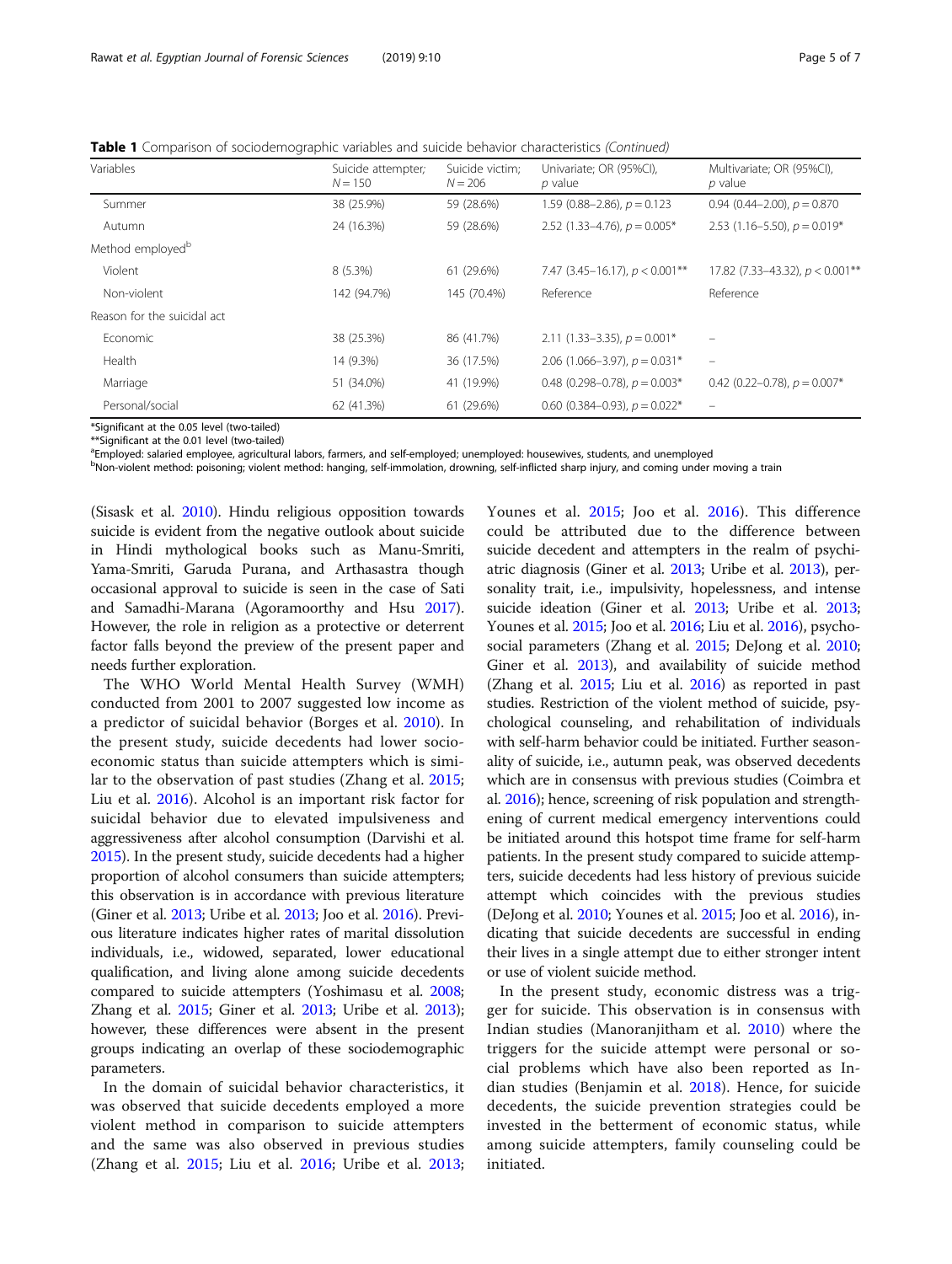**Table 1** Comparison of sociodemographic variables and suicide behavior characteristics *(Continued)*

| Variables | Suicide attempter; N = 150 | Suicide victim; N = 206 | Univariate; OR (95%CI), p value | Multivariate; OR (95%CI), p value |
|---|---|---|---|---|
| Summer | 38 (25.9%) | 59 (28.6%) | 1.59 (0.88–2.86), p = 0.123 | 0.94 (0.44–2.00), p = 0.870 |
| Autumn | 24 (16.3%) | 59 (28.6%) | 2.52 (1.33–4.76), p = 0.005* | 2.53 (1.16–5.50), p = 0.019* |
| Method employed[b] | | | | |
| Violent | 8 (5.3%) | 61 (29.6%) | 7.47 (3.45–16.17), p < 0.001** | 17.82 (7.33–43.32), p < 0.001** |
| Non-violent | 142 (94.7%) | 145 (70.4%) | Reference | Reference |
| Reason for the suicidal act | | | | |
| Economic | 38 (25.3%) | 86 (41.7%) | 2.11 (1.33–3.35), p = 0.001* | – |
| Health | 14 (9.3%) | 36 (17.5%) | 2.06 (1.066–3.97), p = 0.031* | – |
| Marriage | 51 (34.0%) | 41 (19.9%) | 0.48 (0.298–0.78), p = 0.003* | 0.42 (0.22–0.78), p = 0.007* |
| Personal/social | 62 (41.3%) | 61 (29.6%) | 0.60 (0.384–0.93), p = 0.022* | – |

*Significant at the 0.05 level (two-tailed)
**Significant at the 0.01 level (two-tailed)
[a]Employed: salaried employee, agricultural labors, farmers, and self-employed; unemployed: housewives, students, and unemployed
[b]Non-violent method: poisoning; violent method: hanging, self-immolation, drowning, self-inflicted sharp injury, and coming under moving a train

(Sisask et al. 2010). Hindu religious opposition towards suicide is evident from the negative outlook about suicide in Hindi mythological books such as Manu-Smriti, Yama-Smriti, Garuda Purana, and Arthasastra though occasional approval to suicide is seen in the case of Sati and Samadhi-Marana (Agoramoorthy and Hsu 2017). However, the role in religion as a protective or deterrent factor falls beyond the preview of the present paper and needs further exploration.

The WHO World Mental Health Survey (WMH) conducted from 2001 to 2007 suggested low income as a predictor of suicidal behavior (Borges et al. 2010). In the present study, suicide decedents had lower socioeconomic status than suicide attempters which is similar to the observation of past studies (Zhang et al. 2015; Liu et al. 2016). Alcohol is an important risk factor for suicidal behavior due to elevated impulsiveness and aggressiveness after alcohol consumption (Darvishi et al. 2015). In the present study, suicide decedents had a higher proportion of alcohol consumers than suicide attempters; this observation is in accordance with previous literature (Giner et al. 2013; Uribe et al. 2013; Joo et al. 2016). Previous literature indicates higher rates of marital dissolution individuals, i.e., widowed, separated, lower educational qualification, and living alone among suicide decedents compared to suicide attempters (Yoshimasu et al. 2008; Zhang et al. 2015; Giner et al. 2013; Uribe et al. 2013); however, these differences were absent in the present groups indicating an overlap of these sociodemographic parameters.

In the domain of suicidal behavior characteristics, it was observed that suicide decedents employed a more violent method in comparison to suicide attempters and the same was also observed in previous studies (Zhang et al. 2015; Liu et al. 2016; Uribe et al. 2013; Younes et al. 2015; Joo et al. 2016). This difference could be attributed due to the difference between suicide decedent and attempters in the realm of psychiatric diagnosis (Giner et al. 2013; Uribe et al. 2013), personality trait, i.e., impulsivity, hopelessness, and intense suicide ideation (Giner et al. 2013; Uribe et al. 2013; Younes et al. 2015; Joo et al. 2016; Liu et al. 2016), psychosocial parameters (Zhang et al. 2015; DeJong et al. 2010; Giner et al. 2013), and availability of suicide method (Zhang et al. 2015; Liu et al. 2016) as reported in past studies. Restriction of the violent method of suicide, psychological counseling, and rehabilitation of individuals with self-harm behavior could be initiated. Further seasonality of suicide, i.e., autumn peak, was observed decedents which are in consensus with previous studies (Coimbra et al. 2016); hence, screening of risk population and strengthening of current medical emergency interventions could be initiated around this hotspot time frame for self-harm patients. In the present study compared to suicide attempters, suicide decedents had less history of previous suicide attempt which coincides with the previous studies (DeJong et al. 2010; Younes et al. 2015; Joo et al. 2016), indicating that suicide decedents are successful in ending their lives in a single attempt due to either stronger intent or use of violent suicide method.

In the present study, economic distress was a trigger for suicide. This observation is in consensus with Indian studies (Manoranjitham et al. 2010) where the triggers for the suicide attempt were personal or social problems which have also been reported as Indian studies (Benjamin et al. 2018). Hence, for suicide decedents, the suicide prevention strategies could be invested in the betterment of economic status, while among suicide attempters, family counseling could be initiated.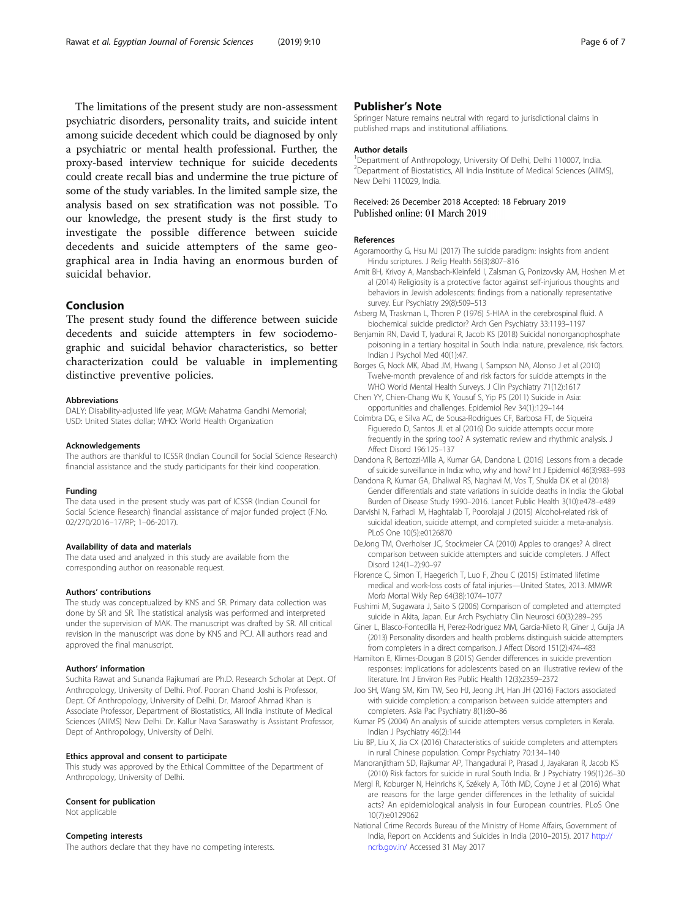The limitations of the present study are non-assessment psychiatric disorders, personality traits, and suicide intent among suicide decedent which could be diagnosed by only a psychiatric or mental health professional. Further, the proxy-based interview technique for suicide decedents could create recall bias and undermine the true picture of some of the study variables. In the limited sample size, the analysis based on sex stratification was not possible. To our knowledge, the present study is the first study to investigate the possible difference between suicide decedents and suicide attempters of the same geographical area in India having an enormous burden of suicidal behavior.

## Conclusion

The present study found the difference between suicide decedents and suicide attempters in few sociodemographic and suicidal behavior characteristics, so better characterization could be valuable in implementing distinctive preventive policies.

#### Abbreviations

DALY: Disability-adjusted life year; MGM: Mahatma Gandhi Memorial; USD: United States dollar; WHO: World Health Organization

#### Acknowledgements

The authors are thankful to ICSSR (Indian Council for Social Science Research) financial assistance and the study participants for their kind cooperation.

#### Funding

The data used in the present study was part of ICSSR (Indian Council for Social Science Research) financial assistance of major funded project (F.No. 02/270/2016–17/RP; 1–06-2017).

#### Availability of data and materials

The data used and analyzed in this study are available from the corresponding author on reasonable request.

#### Authors' contributions

The study was conceptualized by KNS and SR. Primary data collection was done by SR and SR. The statistical analysis was performed and interpreted under the supervision of MAK. The manuscript was drafted by SR. All critical revision in the manuscript was done by KNS and PCJ. All authors read and approved the final manuscript.

#### Authors' information

Suchita Rawat and Sunanda Rajkumari are Ph.D. Research Scholar at Dept. Of Anthropology, University of Delhi. Prof. Pooran Chand Joshi is Professor, Dept. Of Anthropology, University of Delhi. Dr. Maroof Ahmad Khan is Associate Professor, Department of Biostatistics, All India Institute of Medical Sciences (AIIMS) New Delhi. Dr. Kallur Nava Saraswathy is Assistant Professor, Dept of Anthropology, University of Delhi.

#### Ethics approval and consent to participate

This study was approved by the Ethical Committee of the Department of Anthropology, University of Delhi.

#### Consent for publication

Not applicable

#### Competing interests

The authors declare that they have no competing interests.

## Publisher's Note

Springer Nature remains neutral with regard to jurisdictional claims in published maps and institutional affiliations.

#### Author details

[1]Department of Anthropology, University Of Delhi, Delhi 110007, India. [2]Department of Biostatistics, All India Institute of Medical Sciences (AIIMS), New Delhi 110029, India.

Received: 26 December 2018 Accepted: 18 February 2019
Published online: 01 March 2019

#### References

Agoramoorthy G, Hsu MJ (2017) The suicide paradigm: insights from ancient Hindu scriptures. J Relig Health 56(3):807–816

Amit BH, Krivoy A, Mansbach-Kleinfeld I, Zalsman G, Ponizovsky AM, Hoshen M et al (2014) Religiosity is a protective factor against self-injurious thoughts and behaviors in Jewish adolescents: findings from a nationally representative survey. Eur Psychiatry 29(8):509–513

Asberg M, Traskman L, Thoren P (1976) 5-HIAA in the cerebrospinal fluid. A biochemical suicide predictor? Arch Gen Psychiatry 33:1193–1197

Benjamin RN, David T, Iyadurai R, Jacob KS (2018) Suicidal nonorganophosphate poisoning in a tertiary hospital in South India: nature, prevalence, risk factors. Indian J Psychol Med 40(1):47.

Borges G, Nock MK, Abad JM, Hwang I, Sampson NA, Alonso J et al (2010) Twelve-month prevalence of and risk factors for suicide attempts in the WHO World Mental Health Surveys. J Clin Psychiatry 71(12):1617

Chen YY, Chien-Chang Wu K, Yousuf S, Yip PS (2011) Suicide in Asia: opportunities and challenges. Epidemiol Rev 34(1):129–144

Coimbra DG, e Silva AC, de Sousa-Rodrigues CF, Barbosa FT, de Siqueira Figueredo D, Santos JL et al (2016) Do suicide attempts occur more frequently in the spring too? A systematic review and rhythmic analysis. J Affect Disord 196:125–137

Dandona R, Bertozzi-Villa A, Kumar GA, Dandona L (2016) Lessons from a decade of suicide surveillance in India: who, why and how? Int J Epidemiol 46(3):983–993

Dandona R, Kumar GA, Dhaliwal RS, Naghavi M, Vos T, Shukla DK et al (2018) Gender differentials and state variations in suicide deaths in India: the Global Burden of Disease Study 1990–2016. Lancet Public Health 3(10):e478–e489

Darvishi N, Farhadi M, Haghtalab T, Poorolajal J (2015) Alcohol-related risk of suicidal ideation, suicide attempt, and completed suicide: a meta-analysis. PLoS One 10(5):e0126870

DeJong TM, Overholser JC, Stockmeier CA (2010) Apples to oranges? A direct comparison between suicide attempters and suicide completers. J Affect Disord 124(1–2):90–97

Florence C, Simon T, Haegerich T, Luo F, Zhou C (2015) Estimated lifetime medical and work-loss costs of fatal injuries—United States, 2013. MMWR Morb Mortal Wkly Rep 64(38):1074–1077

Fushimi M, Sugawara J, Saito S (2006) Comparison of completed and attempted suicide in Akita, Japan. Eur Arch Psychiatry Clin Neurosci 60(3):289–295

Giner L, Blasco-Fontecilla H, Perez-Rodriguez MM, Garcia-Nieto R, Giner J, Guija JA (2013) Personality disorders and health problems distinguish suicide attempters from completers in a direct comparison. J Affect Disord 151(2):474–483

Hamilton E, Klimes-Dougan B (2015) Gender differences in suicide prevention responses: implications for adolescents based on an illustrative review of the literature. Int J Environ Res Public Health 12(3):2359–2372

Joo SH, Wang SM, Kim TW, Seo HJ, Jeong JH, Han JH (2016) Factors associated with suicide completion: a comparison between suicide attempters and completers. Asia Pac Psychiatry 8(1):80–86

Kumar PS (2004) An analysis of suicide attempters versus completers in Kerala. Indian J Psychiatry 46(2):144

Liu BP, Liu X, Jia CX (2016) Characteristics of suicide completers and attempters in rural Chinese population. Compr Psychiatry 70:134–140

Manoranjitham SD, Rajkumar AP, Thangadurai P, Prasad J, Jayakaran R, Jacob KS (2010) Risk factors for suicide in rural South India. Br J Psychiatry 196(1):26–30

Mergl R, Koburger N, Heinrichs K, Székely A, Tóth MD, Coyne J et al (2016) What are reasons for the large gender differences in the lethality of suicidal acts? An epidemiological analysis in four European countries. PLoS One 10(7):e0129062

National Crime Records Bureau of the Ministry of Home Affairs, Government of India, Report on Accidents and Suicides in India (2010–2015). 2017 http://ncrb.gov.in/ Accessed 31 May 2017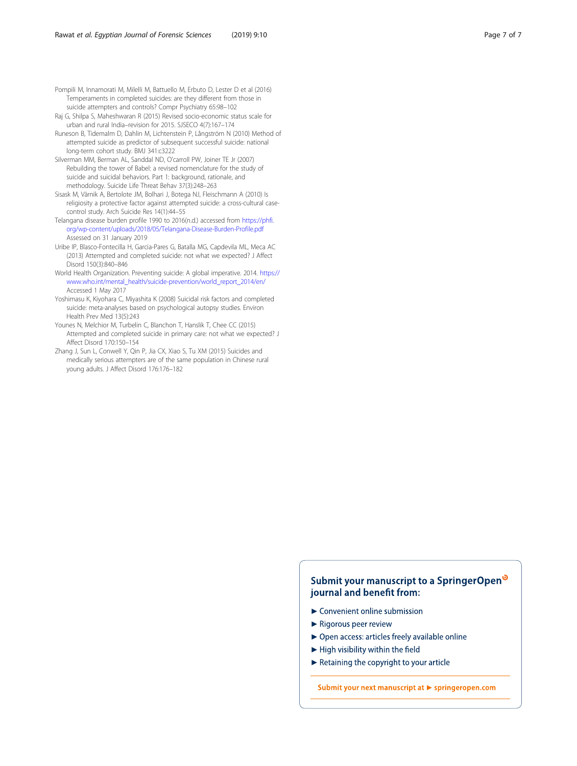Pompili M, Innamorati M, Milelli M, Battuello M, Erbuto D, Lester D et al (2016) Temperaments in completed suicides: are they different from those in suicide attempters and controls? Compr Psychiatry 65:98–102

Raj G, Shilpa S, Maheshwaran R (2015) Revised socio-economic status scale for urban and rural India–revision for 2015. SJSECO 4(7):167–174

Runeson B, Tidemalm D, Dahlin M, Lichtenstein P, Långström N (2010) Method of attempted suicide as predictor of subsequent successful suicide: national long-term cohort study. BMJ 341:c3222

Silverman MM, Berman AL, Sanddal ND, O'carroll PW, Joiner TE Jr (2007) Rebuilding the tower of Babel: a revised nomenclature for the study of suicide and suicidal behaviors. Part 1: background, rationale, and methodology. Suicide Life Threat Behav 37(3):248–263

Sisask M, Värnik A, Bertolote JM, Bolhari J, Botega NJ, Fleischmann A (2010) Is religiosity a protective factor against attempted suicide: a cross-cultural case-control study. Arch Suicide Res 14(1):44–55

Telangana disease burden profile 1990 to 2016(n.d.) accessed from https://phfi.org/wp-content/uploads/2018/05/Telangana-Disease-Burden-Profile.pdf Assessed on 31 January 2019

Uribe IP, Blasco-Fontecilla H, García-Parés G, Batalla MG, Capdevila ML, Meca AC (2013) Attempted and completed suicide: not what we expected? J Affect Disord 150(3):840–846

World Health Organization. Preventing suicide: A global imperative. 2014. https://www.who.int/mental_health/suicide-prevention/world_report_2014/en/ Accessed 1 May 2017

Yoshimasu K, Kiyohara C, Miyashita K (2008) Suicidal risk factors and completed suicide: meta-analyses based on psychological autopsy studies. Environ Health Prev Med 13(5):243

Younes N, Melchior M, Turbelin C, Blanchon T, Hanslik T, Chee CC (2015) Attempted and completed suicide in primary care: not what we expected? J Affect Disord 170:150–154

Zhang J, Sun L, Conwell Y, Qin P, Jia CX, Xiao S, Tu XM (2015) Suicides and medically serious attempters are of the same population in Chinese rural young adults. J Affect Disord 176:176–182

**Submit your manuscript to a SpringerOpen journal and benefit from:**

- ► Convenient online submission
- ► Rigorous peer review
- ► Open access: articles freely available online
- ► High visibility within the field
- ► Retaining the copyright to your article

**Submit your next manuscript at ► springeropen.com**